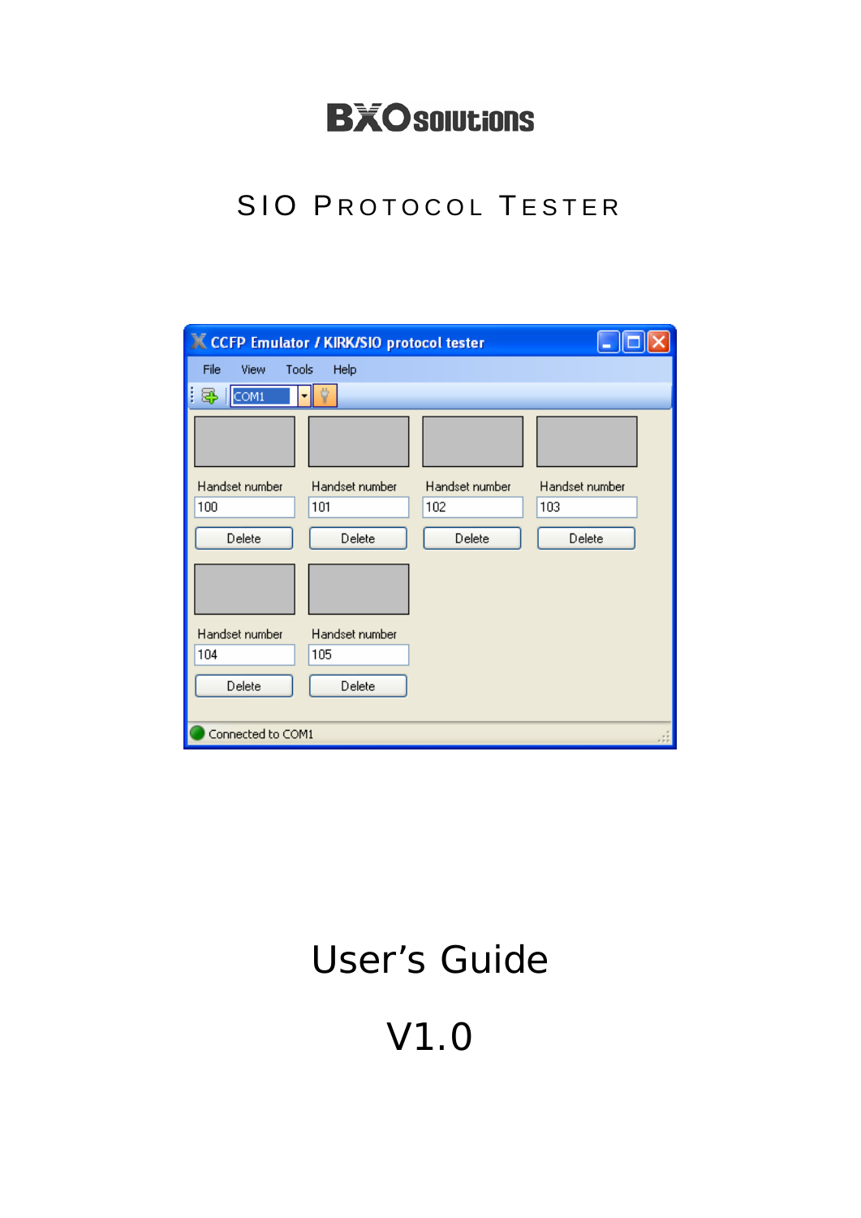BXO solutions

# SIO PROTOCOL TESTER

# User's Guide

V1.0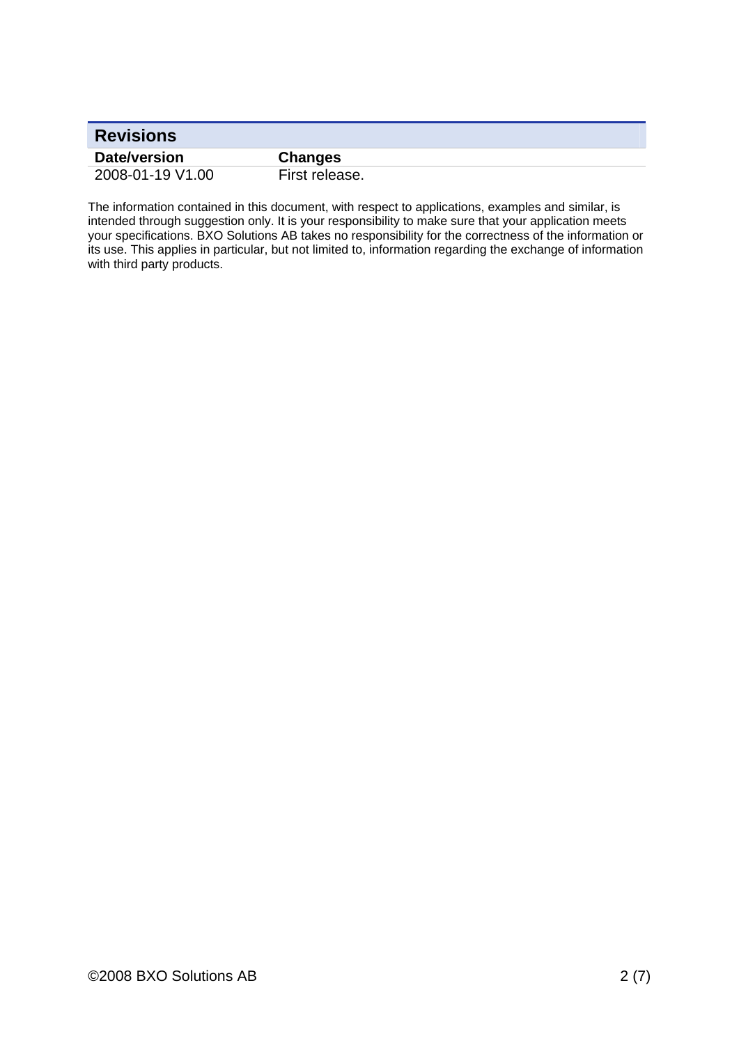## Revisions

| Date/version | Changes |
| --- | --- |
| 2008-01-19 V1.00 | First release. |

The information contained in this document, with respect to applications, examples and similar, is intended through suggestion only. It is your responsibility to make sure that your application meets your specifications. BXO Solutions AB takes no responsibility for the correctness of the information or its use. This applies in particular, but not limited to, information regarding the exchange of information with third party products.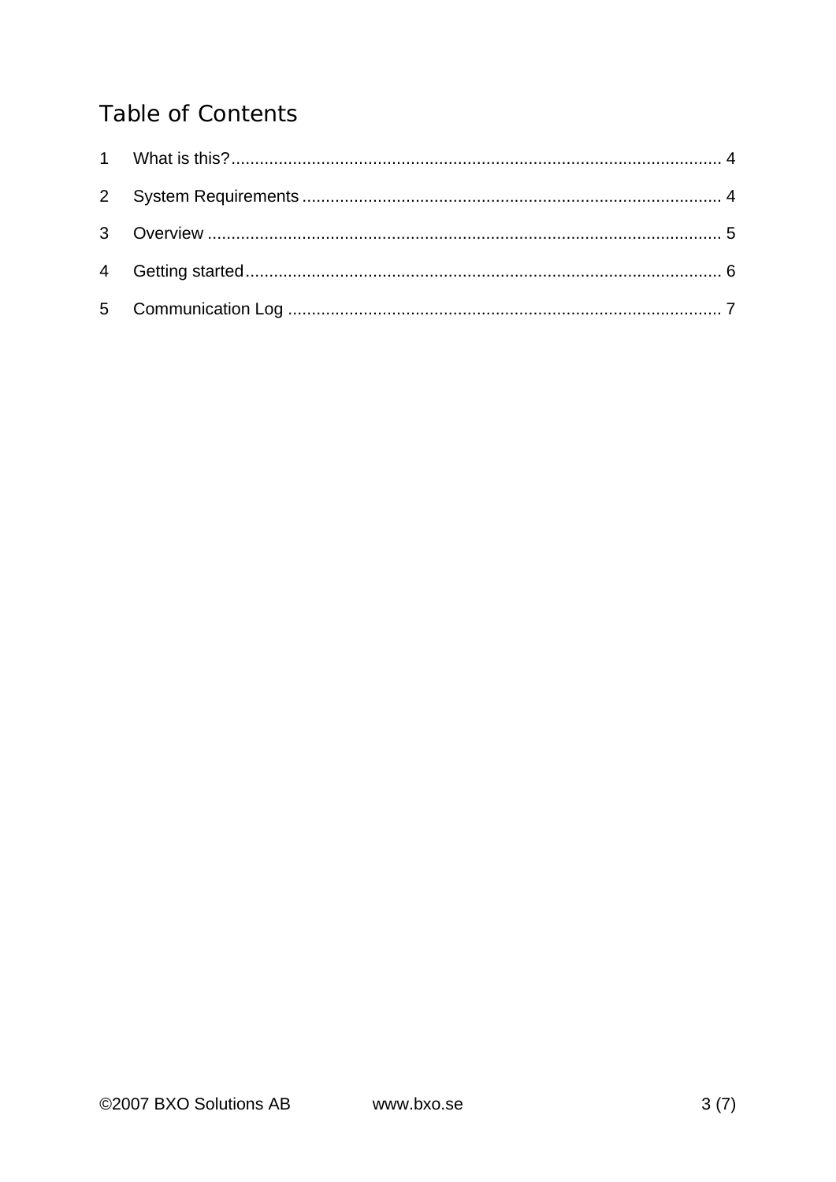# Table of Contents

1 What is this? .......................................................................................................... 4

2 System Requirements ........................................................................................... 4

3 Overview ................................................................................................................ 5

4 Getting started ........................................................................................................ 6

5 Communication Log ............................................................................................... 7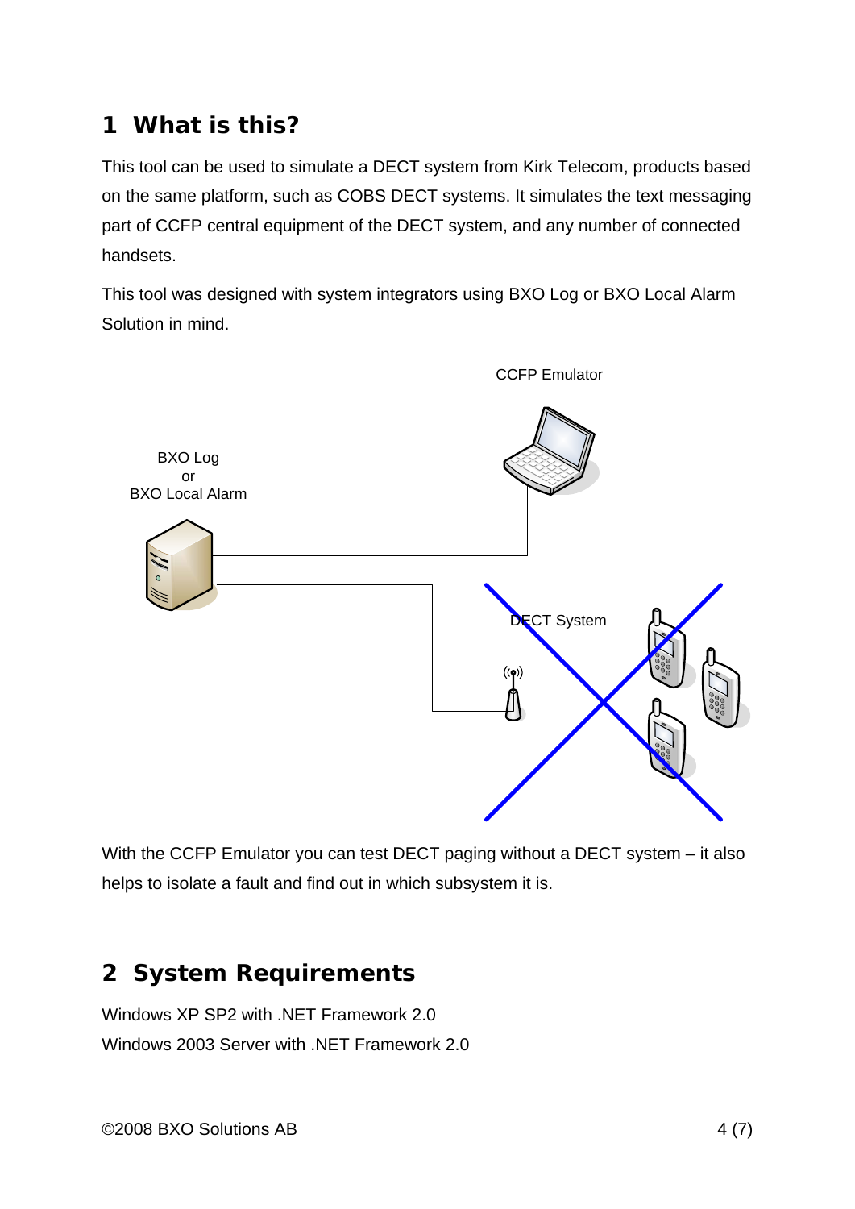# 1 What is this?

This tool can be used to simulate a DECT system from Kirk Telecom, products based on the same platform, such as COBS DECT systems. It simulates the text messaging part of CCFP central equipment of the DECT system, and any number of connected handsets.

This tool was designed with system integrators using BXO Log or BXO Local Alarm Solution in mind.

CCFP Emulator

BXO Log
or
BXO Local Alarm

DECT System

With the CCFP Emulator you can test DECT paging without a DECT system – it also helps to isolate a fault and find out in which subsystem it is.

# 2 System Requirements

Windows XP SP2 with .NET Framework 2.0
Windows 2003 Server with .NET Framework 2.0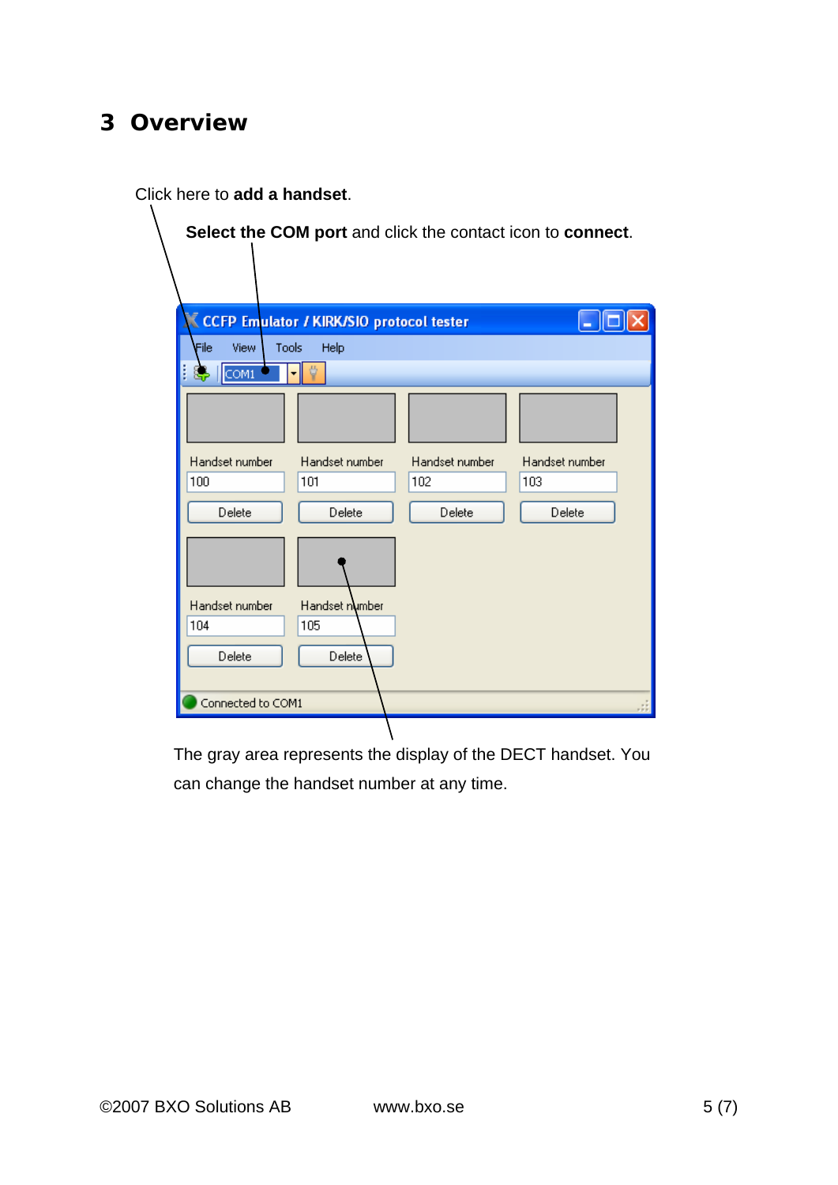# 3 Overview

Click here to **add a handset**.

**Select the COM port** and click the contact icon to **connect**.

The gray area represents the display of the DECT handset. You can change the handset number at any time.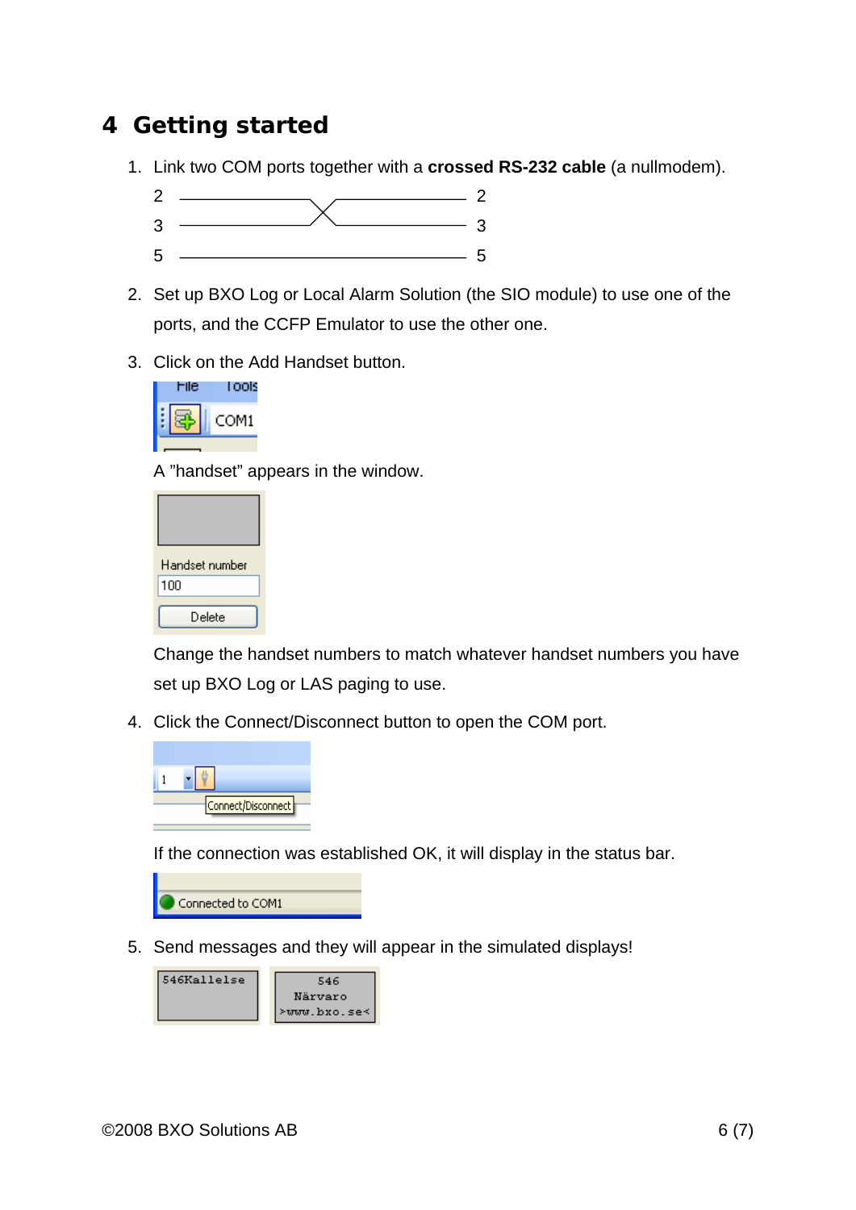# 4 Getting started

1. Link two COM ports together with a **crossed RS-232 cable** (a nullmodem).

   2 ——╲╱—— 2
   3 ——╱╲—— 3
   5 ———— 5

2. Set up BXO Log or Local Alarm Solution (the SIO module) to use one of the ports, and the CCFP Emulator to use the other one.

3. Click on the Add Handset button.

   A "handset" appears in the window.

   Change the handset numbers to match whatever handset numbers you have set up BXO Log or LAS paging to use.

4. Click the Connect/Disconnect button to open the COM port.

   If the connection was established OK, it will display in the status bar.

5. Send messages and they will appear in the simulated displays!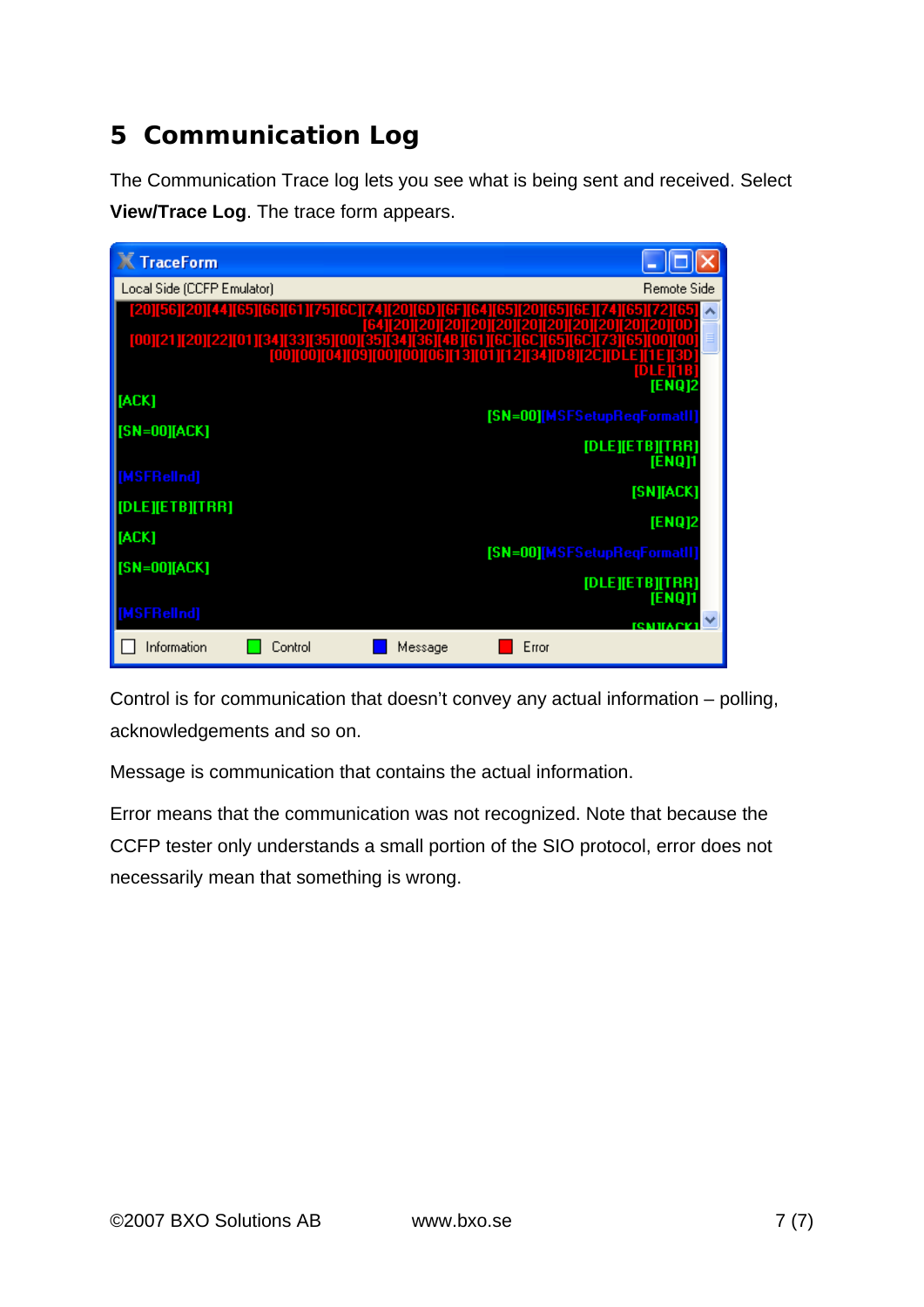# 5 Communication Log

The Communication Trace log lets you see what is being sent and received. Select **View/Trace Log**. The trace form appears.

Control is for communication that doesn't convey any actual information – polling, acknowledgements and so on.

Message is communication that contains the actual information.

Error means that the communication was not recognized. Note that because the CCFP tester only understands a small portion of the SIO protocol, error does not necessarily mean that something is wrong.

©2007 BXO Solutions AB www.bxo.se